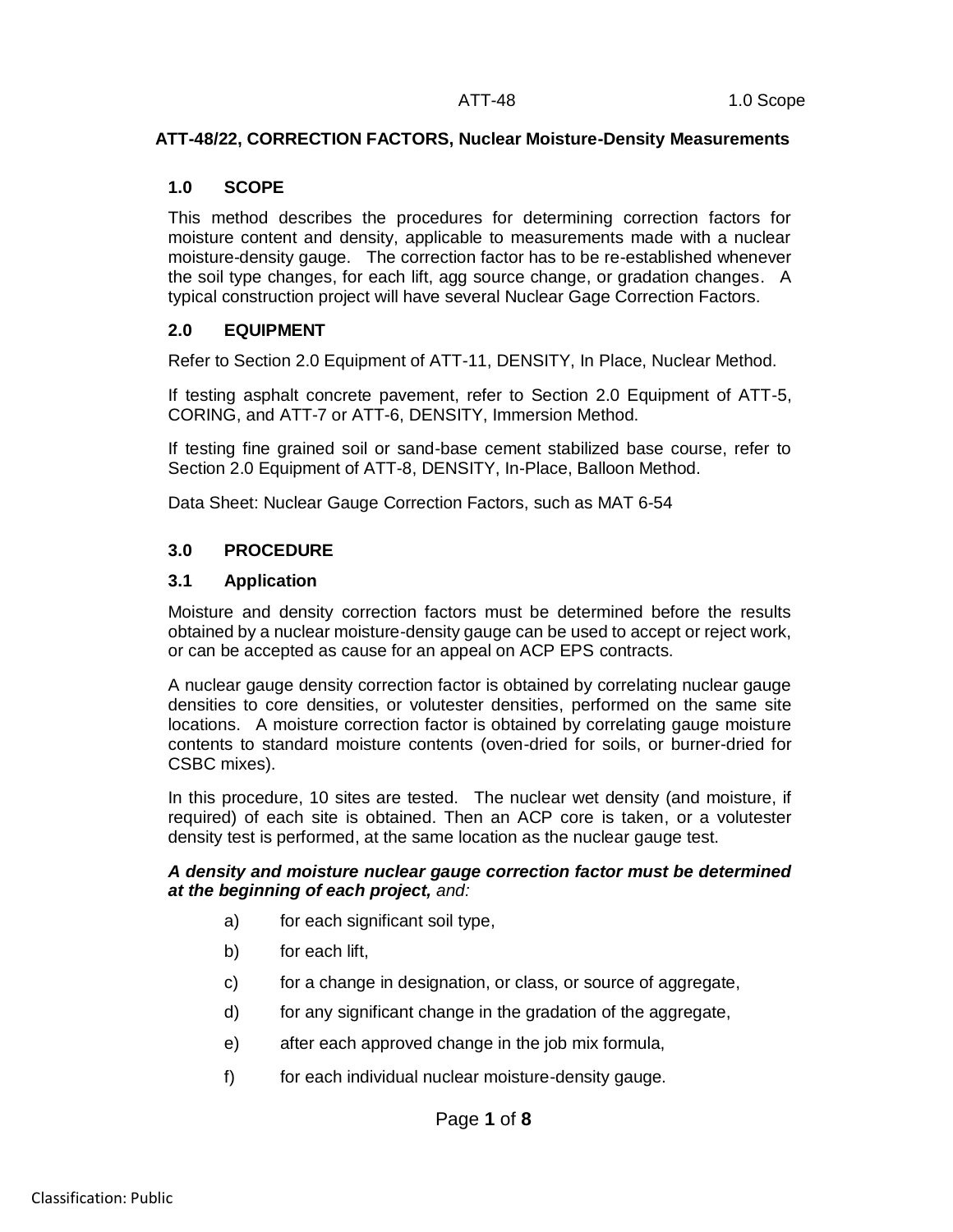# ATT-48/22, CORRECTION FACTORS, Nuclear Moisture-Density Measurements

## 1.0 SCOPE

This method describes the procedures for determining correction factors for moisture content and density, applicable to measurements made with a nuclear moisture-density gauge. The correction factor has to be re-established whenever the soil type changes, for each lift, agg source change, or gradation changes. A typical construction project will have several Nuclear Gage Correction Factors.

## 2.0 EQUIPMENT

Refer to Section 2.0 Equipment of ATT-11, DENSITY, In Place, Nuclear Method.

If testing asphalt concrete pavement, refer to Section 2.0 Equipment of ATT-5, CORING, and ATT-7 or ATT-6, DENSITY, Immersion Method.

If testing fine grained soil or sand-base cement stabilized base course, refer to Section 2.0 Equipment of ATT-8, DENSITY, In-Place, Balloon Method.

Data Sheet: Nuclear Gauge Correction Factors, such as MAT 6-54

## 3.0 PROCEDURE

### 3.1 Application

Moisture and density correction factors must be determined before the results obtained by a nuclear moisture-density gauge can be used to accept or reject work, or can be accepted as cause for an appeal on ACP EPS contracts.

A nuclear gauge density correction factor is obtained by correlating nuclear gauge densities to core densities, or volutester densities, performed on the same site locations. A moisture correction factor is obtained by correlating gauge moisture contents to standard moisture contents (oven-dried for soils, or burner-dried for CSBC mixes).

In this procedure, 10 sites are tested. The nuclear wet density (and moisture, if required) of each site is obtained. Then an ACP core is taken, or a volutester density test is performed, at the same location as the nuclear gauge test.

***A density and moisture nuclear gauge correction factor must be determined at the beginning of each project,*** *and:*

a) for each significant soil type,

b) for each lift,

c) for a change in designation, or class, or source of aggregate,

d) for any significant change in the gradation of the aggregate,

e) after each approved change in the job mix formula,

f) for each individual nuclear moisture-density gauge.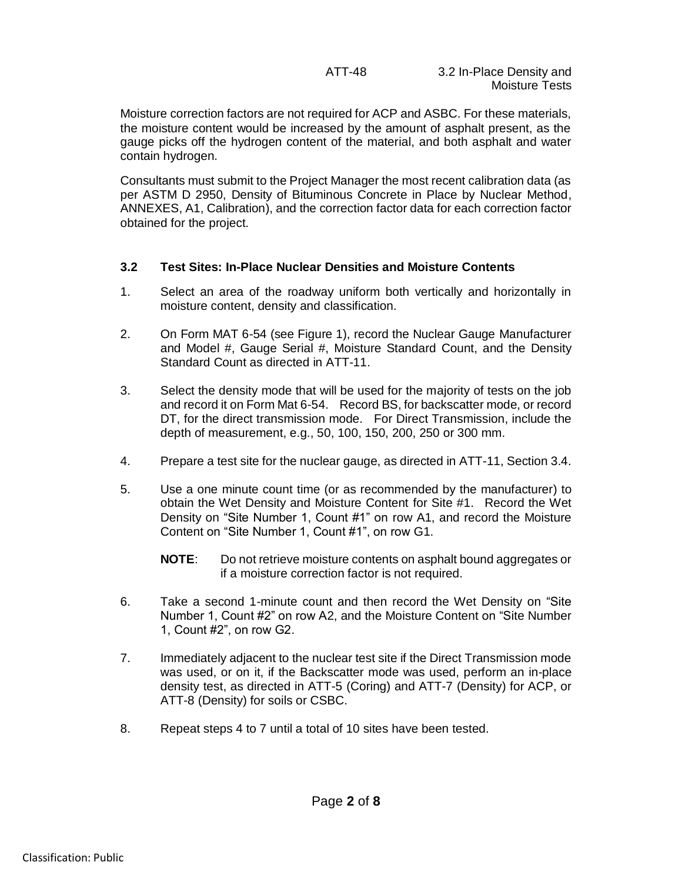Moisture correction factors are not required for ACP and ASBC. For these materials, the moisture content would be increased by the amount of asphalt present, as the gauge picks off the hydrogen content of the material, and both asphalt and water contain hydrogen.

Consultants must submit to the Project Manager the most recent calibration data (as per ASTM D 2950, Density of Bituminous Concrete in Place by Nuclear Method, ANNEXES, A1, Calibration), and the correction factor data for each correction factor obtained for the project.

## 3.2 Test Sites: In-Place Nuclear Densities and Moisture Contents

1. Select an area of the roadway uniform both vertically and horizontally in moisture content, density and classification.

2. On Form MAT 6-54 (see Figure 1), record the Nuclear Gauge Manufacturer and Model #, Gauge Serial #, Moisture Standard Count, and the Density Standard Count as directed in ATT-11.

3. Select the density mode that will be used for the majority of tests on the job and record it on Form Mat 6-54. Record BS, for backscatter mode, or record DT, for the direct transmission mode. For Direct Transmission, include the depth of measurement, e.g., 50, 100, 150, 200, 250 or 300 mm.

4. Prepare a test site for the nuclear gauge, as directed in ATT-11, Section 3.4.

5. Use a one minute count time (or as recommended by the manufacturer) to obtain the Wet Density and Moisture Content for Site #1. Record the Wet Density on "Site Number 1, Count #1" on row A1, and record the Moisture Content on "Site Number 1, Count #1", on row G1.

   **NOTE**: Do not retrieve moisture contents on asphalt bound aggregates or if a moisture correction factor is not required.

6. Take a second 1-minute count and then record the Wet Density on "Site Number 1, Count #2" on row A2, and the Moisture Content on "Site Number 1, Count #2", on row G2.

7. Immediately adjacent to the nuclear test site if the Direct Transmission mode was used, or on it, if the Backscatter mode was used, perform an in-place density test, as directed in ATT-5 (Coring) and ATT-7 (Density) for ACP, or ATT-8 (Density) for soils or CSBC.

8. Repeat steps 4 to 7 until a total of 10 sites have been tested.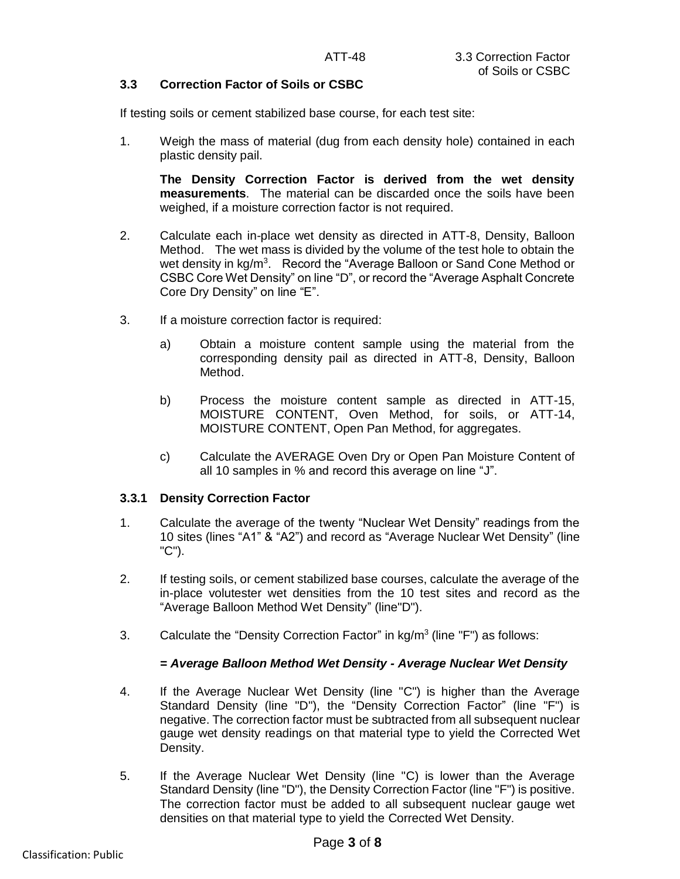### 3.3 Correction Factor of Soils or CSBC

If testing soils or cement stabilized base course, for each test site:

1. Weigh the mass of material (dug from each density hole) contained in each plastic density pail.

   **The Density Correction Factor is derived from the wet density measurements**. The material can be discarded once the soils have been weighed, if a moisture correction factor is not required.

2. Calculate each in-place wet density as directed in ATT-8, Density, Balloon Method. The wet mass is divided by the volume of the test hole to obtain the wet density in kg/m$^3$. Record the "Average Balloon or Sand Cone Method or CSBC Core Wet Density" on line "D", or record the "Average Asphalt Concrete Core Dry Density" on line "E".

3. If a moisture correction factor is required:

   a) Obtain a moisture content sample using the material from the corresponding density pail as directed in ATT-8, Density, Balloon Method.

   b) Process the moisture content sample as directed in ATT-15, MOISTURE CONTENT, Oven Method, for soils, or ATT-14, MOISTURE CONTENT, Open Pan Method, for aggregates.

   c) Calculate the AVERAGE Oven Dry or Open Pan Moisture Content of all 10 samples in % and record this average on line "J".

#### 3.3.1 Density Correction Factor

1. Calculate the average of the twenty "Nuclear Wet Density" readings from the 10 sites (lines "A1" & "A2") and record as "Average Nuclear Wet Density" (line "C").

2. If testing soils, or cement stabilized base courses, calculate the average of the in-place volutester wet densities from the 10 test sites and record as the "Average Balloon Method Wet Density" (line"D").

3. Calculate the "Density Correction Factor" in kg/m$^3$ (line "F") as follows:

   ***= Average Balloon Method Wet Density - Average Nuclear Wet Density***

4. If the Average Nuclear Wet Density (line "C") is higher than the Average Standard Density (line "D"), the "Density Correction Factor" (line "F") is negative. The correction factor must be subtracted from all subsequent nuclear gauge wet density readings on that material type to yield the Corrected Wet Density.

5. If the Average Nuclear Wet Density (line "C) is lower than the Average Standard Density (line "D"), the Density Correction Factor (line "F") is positive. The correction factor must be added to all subsequent nuclear gauge wet densities on that material type to yield the Corrected Wet Density.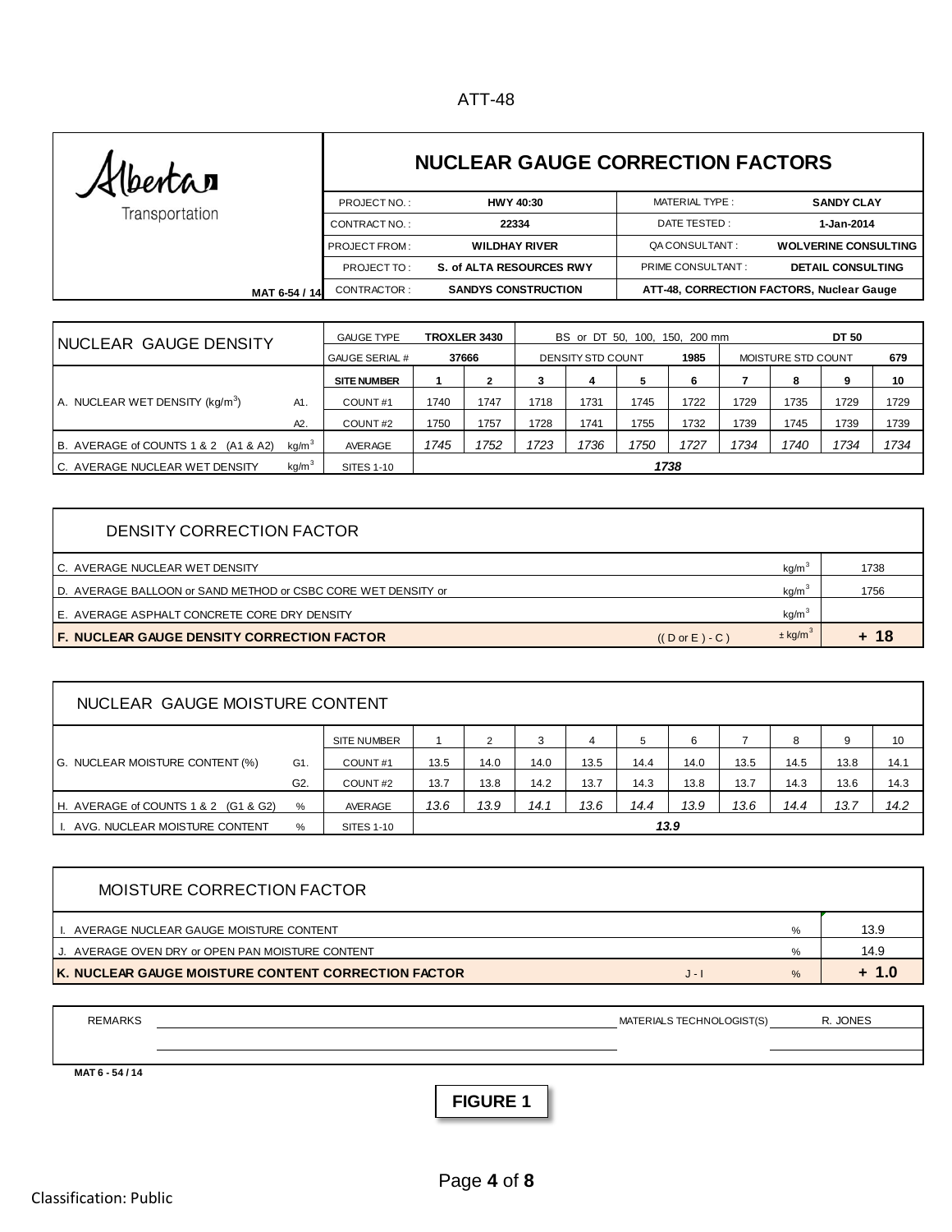ATT-48

Alberta Transportation

# NUCLEAR GAUGE CORRECTION FACTORS

| | | | |
|---|---|---|---|
| PROJECT NO. : | HWY 40:30 | MATERIAL TYPE : | SANDY CLAY |
| CONTRACT NO. : | 22334 | DATE TESTED : | 1-Jan-2014 |
| PROJECT FROM : | WILDHAY RIVER | QA CONSULTANT : | WOLVERINE CONSULTING |
| PROJECT TO : | S. of ALTA RESOURCES RWY | PRIME CONSULTANT : | DETAIL CONSULTING |
| CONTRACTOR : | SANDYS CONSTRUCTION | ATT-48, CORRECTION FACTORS, Nuclear Gauge | |

MAT 6-54 / 14

| NUCLEAR GAUGE DENSITY | | | GAUGE TYPE | TROXLER 3430 | | BS or DT 50, 100, 150, 200 mm | | | | | | DT 50 | |
|---|---|---|---|---|---|---|---|---|---|---|---|---|---|
| | | | GAUGE SERIAL # | 37666 | | DENSITY STD COUNT | | | 1985 | MOISTURE STD COUNT | | | 679 |
| | | | SITE NUMBER | 1 | 2 | 3 | 4 | 5 | 6 | 7 | 8 | 9 | 10 |
| A. NUCLEAR WET DENSITY ($kg/m^3$) | A1. | | COUNT #1 | 1740 | 1747 | 1718 | 1731 | 1745 | 1722 | 1729 | 1735 | 1729 | 1729 |
| | A2. | | COUNT #2 | 1750 | 1757 | 1728 | 1741 | 1755 | 1732 | 1739 | 1745 | 1739 | 1739 |
| B. AVERAGE of COUNTS 1 & 2 (A1 & A2) | | $kg/m^3$ | AVERAGE | *1745* | *1752* | *1723* | *1736* | *1750* | *1727* | *1734* | *1740* | *1734* | *1734* |
| C. AVERAGE NUCLEAR WET DENSITY | | $kg/m^3$ | SITES 1-10 | ***1738*** | | | | | | | | | |

| DENSITY CORRECTION FACTOR | | | |
|---|---|---|---|
| C. AVERAGE NUCLEAR WET DENSITY | | $kg/m^3$ | 1738 |
| D. AVERAGE BALLOON or SAND METHOD or CSBC CORE WET DENSITY or | | $kg/m^3$ | 1756 |
| E. AVERAGE ASPHALT CONCRETE CORE DRY DENSITY | | $kg/m^3$ | |
| **F. NUCLEAR GAUGE DENSITY CORRECTION FACTOR** | ((D or E) - C) | ± $kg/m^3$ | **+ 18** |

| NUCLEAR GAUGE MOISTURE CONTENT | | | | | | | | | | | | | |
|---|---|---|---|---|---|---|---|---|---|---|---|---|---|
| | | | SITE NUMBER | 1 | 2 | 3 | 4 | 5 | 6 | 7 | 8 | 9 | 10 |
| G. NUCLEAR MOISTURE CONTENT (%) | G1. | | COUNT #1 | 13.5 | 14.0 | 14.0 | 13.5 | 14.4 | 14.0 | 13.5 | 14.5 | 13.8 | 14.1 |
| | G2. | | COUNT #2 | 13.7 | 13.8 | 14.2 | 13.7 | 14.3 | 13.8 | 13.7 | 14.3 | 13.6 | 14.3 |
| H. AVERAGE of COUNTS 1 & 2 (G1 & G2) | | % | AVERAGE | *13.6* | *13.9* | *14.1* | *13.6* | *14.4* | *13.9* | *13.6* | *14.4* | *13.7* | *14.2* |
| I. AVG. NUCLEAR MOISTURE CONTENT | | % | SITES 1-10 | ***13.9*** | | | | | | | | | |

| MOISTURE CORRECTION FACTOR | | | |
|---|---|---|---|
| I. AVERAGE NUCLEAR GAUGE MOISTURE CONTENT | | % | 13.9 |
| J. AVERAGE OVEN DRY or OPEN PAN MOISTURE CONTENT | | % | 14.9 |
| **K. NUCLEAR GAUGE MOISTURE CONTENT CORRECTION FACTOR** | J - I | % | **+ 1.0** |

REMARKS ______________________ MATERIALS TECHNOLOGIST(S) R. JONES

MAT 6 - 54 / 14

**FIGURE 1**

Classification: Public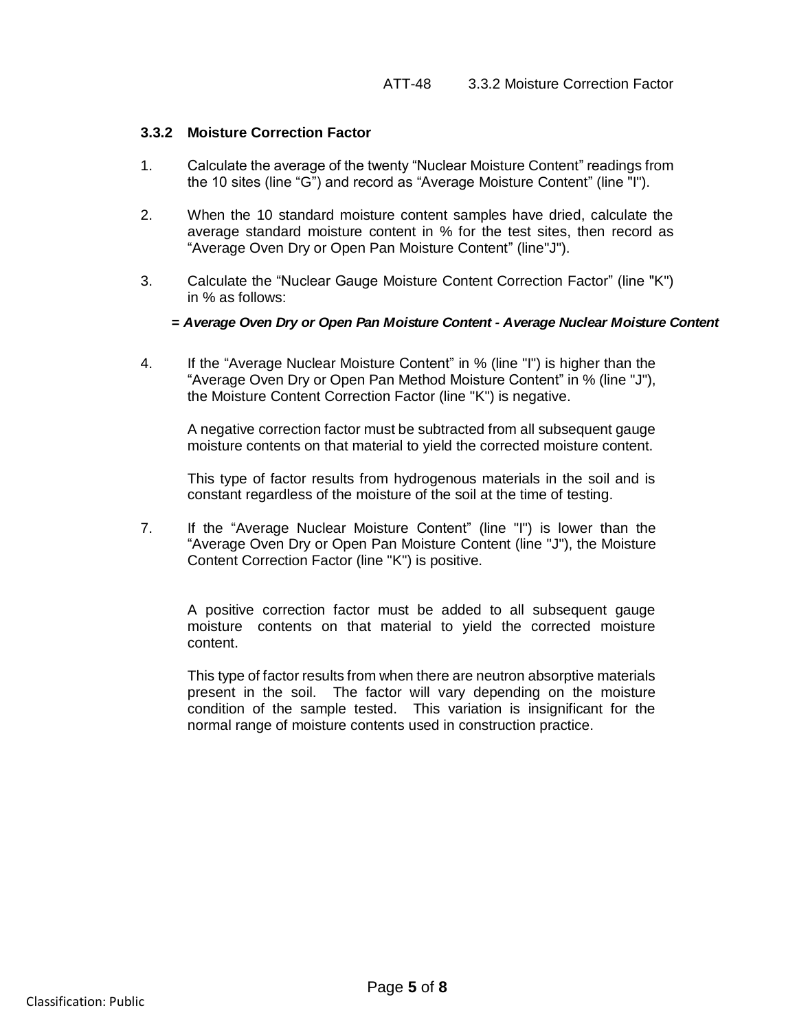### 3.3.2 Moisture Correction Factor

1. Calculate the average of the twenty "Nuclear Moisture Content" readings from the 10 sites (line "G") and record as "Average Moisture Content" (line "I").

2. When the 10 standard moisture content samples have dried, calculate the average standard moisture content in % for the test sites, then record as "Average Oven Dry or Open Pan Moisture Content" (line"J").

3. Calculate the "Nuclear Gauge Moisture Content Correction Factor" (line "K") in % as follows:

   ***= Average Oven Dry or Open Pan Moisture Content - Average Nuclear Moisture Content***

4. If the "Average Nuclear Moisture Content" in % (line "I") is higher than the "Average Oven Dry or Open Pan Method Moisture Content" in % (line "J"), the Moisture Content Correction Factor (line "K") is negative.

   A negative correction factor must be subtracted from all subsequent gauge moisture contents on that material to yield the corrected moisture content.

   This type of factor results from hydrogenous materials in the soil and is constant regardless of the moisture of the soil at the time of testing.

7. If the "Average Nuclear Moisture Content" (line "I") is lower than the "Average Oven Dry or Open Pan Moisture Content (line "J"), the Moisture Content Correction Factor (line "K") is positive.

   A positive correction factor must be added to all subsequent gauge moisture contents on that material to yield the corrected moisture content.

   This type of factor results from when there are neutron absorptive materials present in the soil. The factor will vary depending on the moisture condition of the sample tested. This variation is insignificant for the normal range of moisture contents used in construction practice.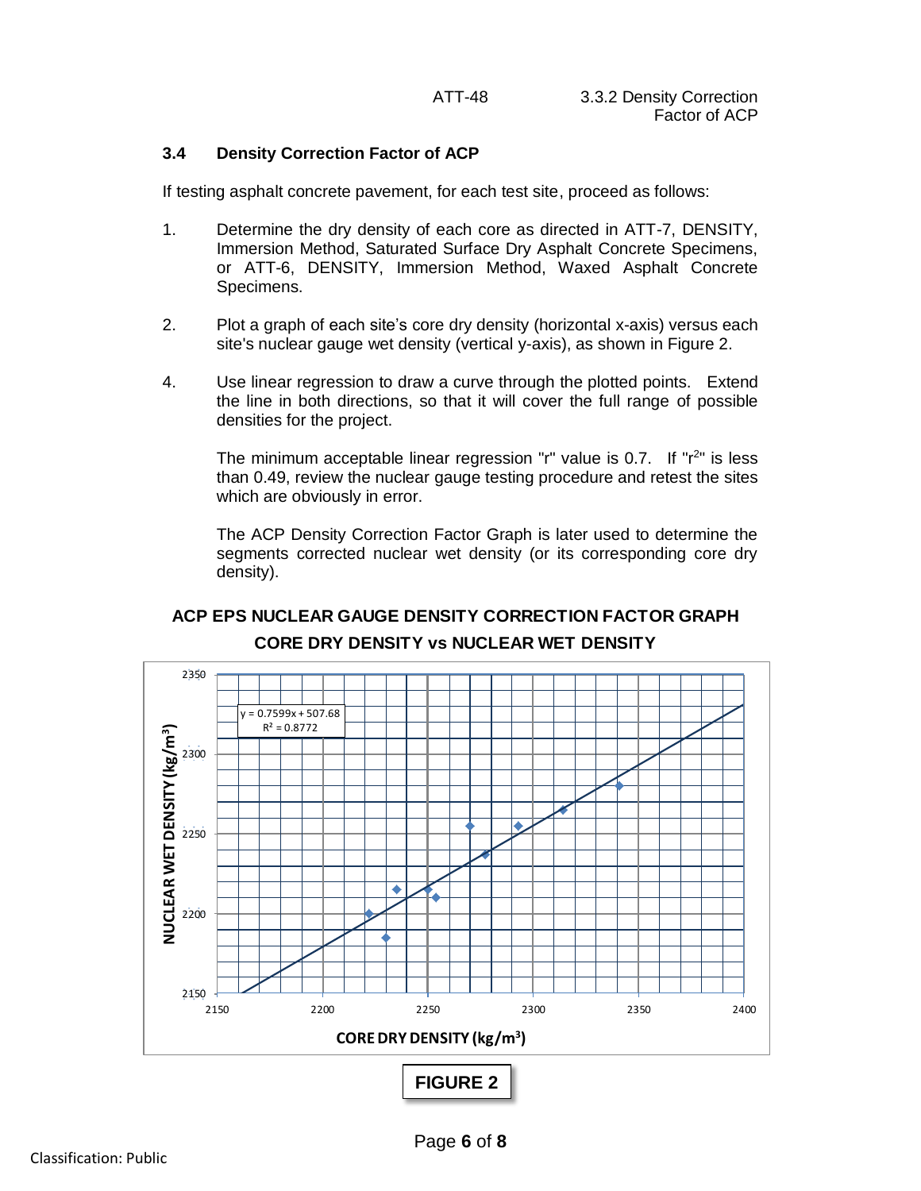### 3.4 Density Correction Factor of ACP

If testing asphalt concrete pavement, for each test site, proceed as follows:

1. Determine the dry density of each core as directed in ATT-7, DENSITY, Immersion Method, Saturated Surface Dry Asphalt Concrete Specimens, or ATT-6, DENSITY, Immersion Method, Waxed Asphalt Concrete Specimens.

2. Plot a graph of each site's core dry density (horizontal x-axis) versus each site's nuclear gauge wet density (vertical y-axis), as shown in Figure 2.

4. Use linear regression to draw a curve through the plotted points. Extend the line in both directions, so that it will cover the full range of possible densities for the project.

   The minimum acceptable linear regression "r" value is 0.7. If "$r^2$" is less than 0.49, review the nuclear gauge testing procedure and retest the sites which are obviously in error.

   The ACP Density Correction Factor Graph is later used to determine the segments corrected nuclear wet density (or its corresponding core dry density).

**ACP EPS NUCLEAR GAUGE DENSITY CORRECTION FACTOR GRAPH**

**CORE DRY DENSITY vs NUCLEAR WET DENSITY**

$y = 0.7599x + 507.68$

$R^2 = 0.8772$

NUCLEAR WET DENSITY (kg/m³)

CORE DRY DENSITY (kg/m³)

**FIGURE 2**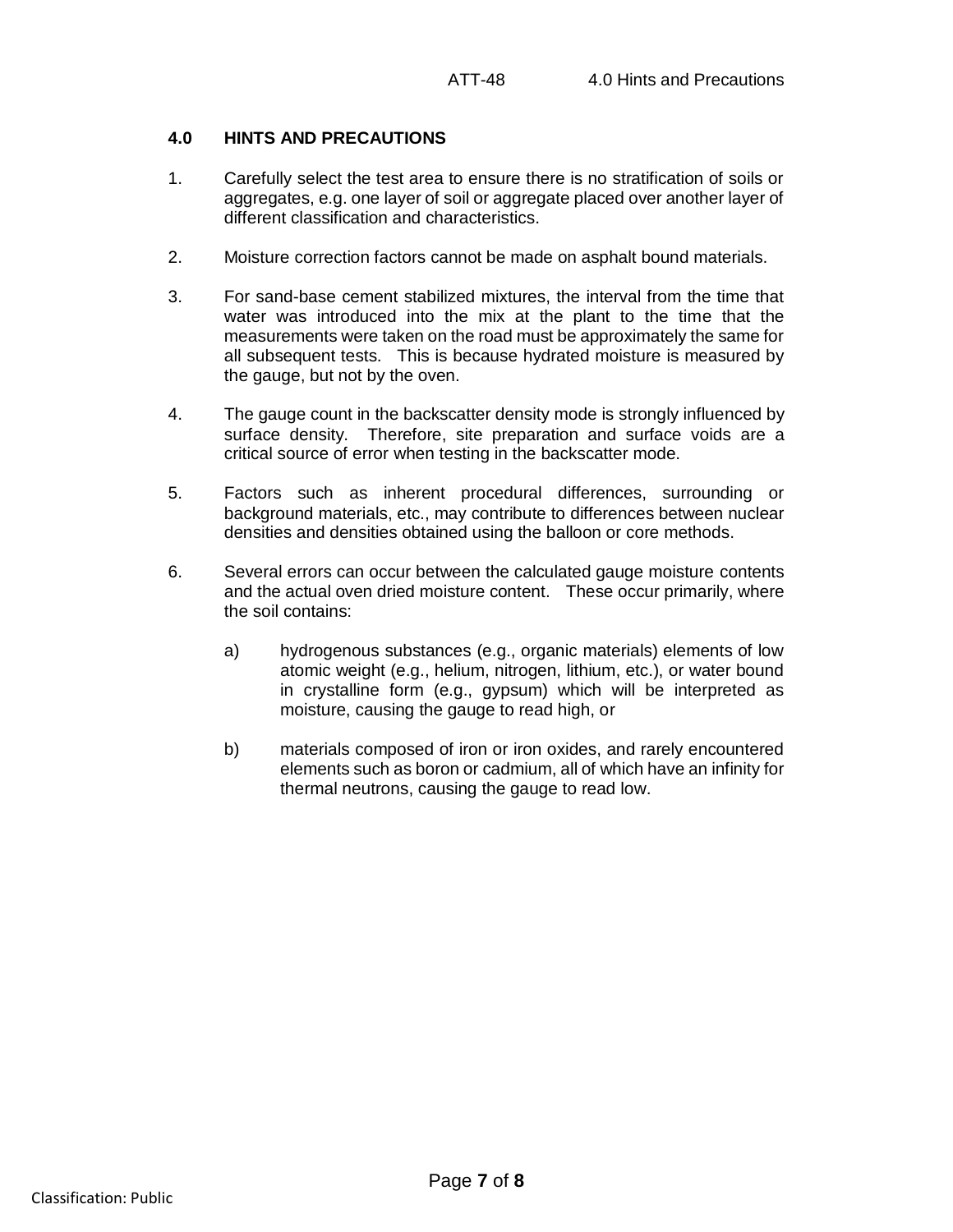## 4.0 HINTS AND PRECAUTIONS

1. Carefully select the test area to ensure there is no stratification of soils or aggregates, e.g. one layer of soil or aggregate placed over another layer of different classification and characteristics.

2. Moisture correction factors cannot be made on asphalt bound materials.

3. For sand-base cement stabilized mixtures, the interval from the time that water was introduced into the mix at the plant to the time that the measurements were taken on the road must be approximately the same for all subsequent tests. This is because hydrated moisture is measured by the gauge, but not by the oven.

4. The gauge count in the backscatter density mode is strongly influenced by surface density. Therefore, site preparation and surface voids are a critical source of error when testing in the backscatter mode.

5. Factors such as inherent procedural differences, surrounding or background materials, etc., may contribute to differences between nuclear densities and densities obtained using the balloon or core methods.

6. Several errors can occur between the calculated gauge moisture contents and the actual oven dried moisture content. These occur primarily, where the soil contains:

   a) hydrogenous substances (e.g., organic materials) elements of low atomic weight (e.g., helium, nitrogen, lithium, etc.), or water bound in crystalline form (e.g., gypsum) which will be interpreted as moisture, causing the gauge to read high, or

   b) materials composed of iron or iron oxides, and rarely encountered elements such as boron or cadmium, all of which have an infinity for thermal neutrons, causing the gauge to read low.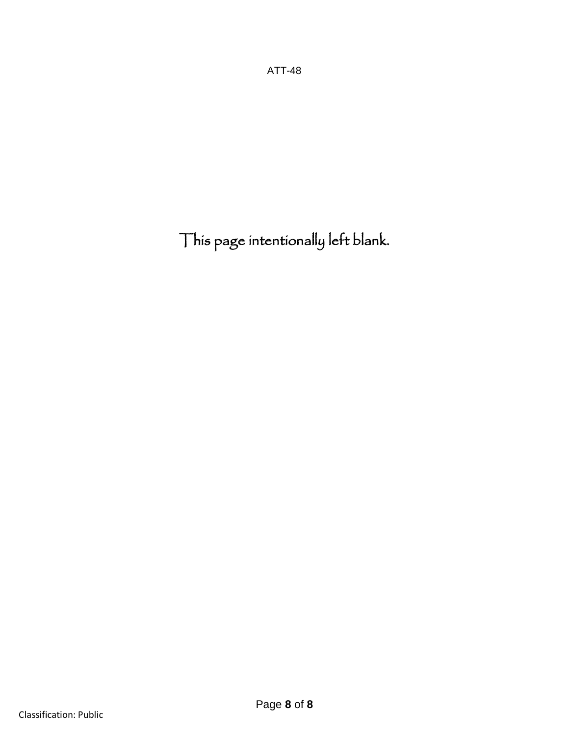ATT-48

This page intentionally left blank.

Classification: Public